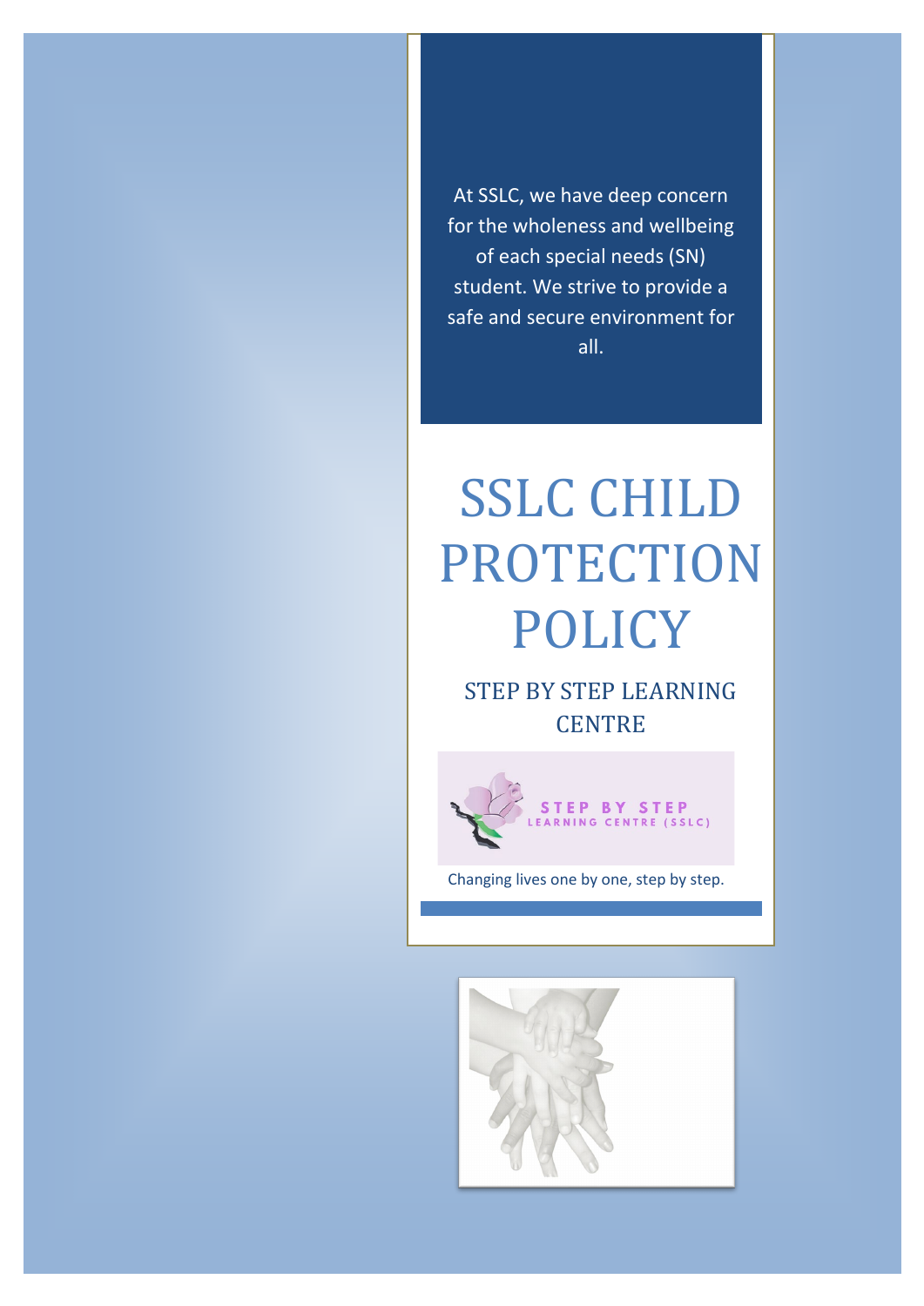At SSLC, we have deep concern for the wholeness and wellbeing of each special needs (SN) student. We strive to provide a safe and secure environment for all.

# SSLC CHILD PROTECTION POLICY

## STEP BY STEP LEARNING CENTRE

STEP BY STEP
LEARNING CENTRE (SSLC)

Changing lives one by one, step by step.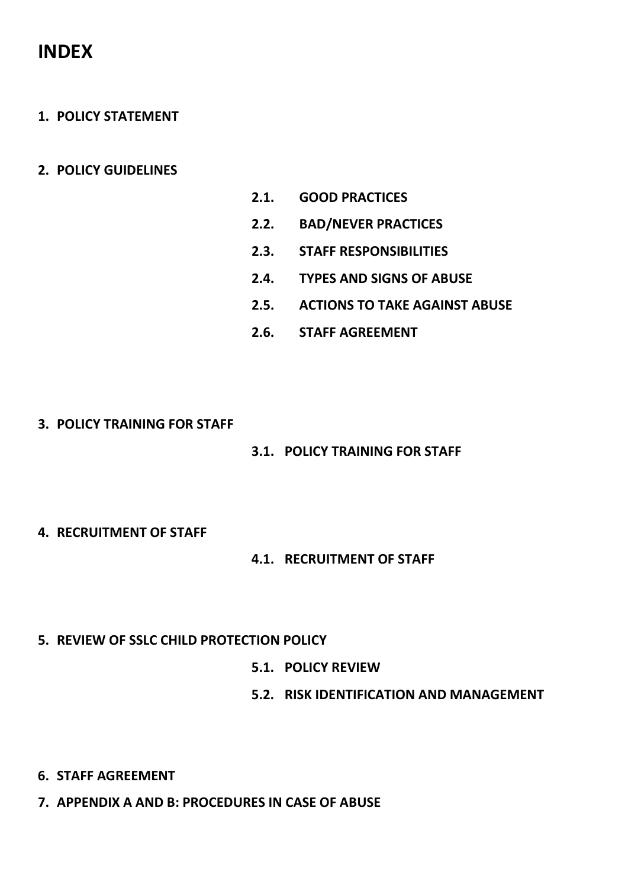# INDEX

1. **POLICY STATEMENT**

2. **POLICY GUIDELINES**
   - **2.1. GOOD PRACTICES**
   - **2.2. BAD/NEVER PRACTICES**
   - **2.3. STAFF RESPONSIBILITIES**
   - **2.4. TYPES AND SIGNS OF ABUSE**
   - **2.5. ACTIONS TO TAKE AGAINST ABUSE**
   - **2.6. STAFF AGREEMENT**

3. **POLICY TRAINING FOR STAFF**
   - **3.1. POLICY TRAINING FOR STAFF**

4. **RECRUITMENT OF STAFF**
   - **4.1. RECRUITMENT OF STAFF**

5. **REVIEW OF SSLC CHILD PROTECTION POLICY**
   - **5.1. POLICY REVIEW**
   - **5.2. RISK IDENTIFICATION AND MANAGEMENT**

6. **STAFF AGREEMENT**

7. **APPENDIX A AND B: PROCEDURES IN CASE OF ABUSE**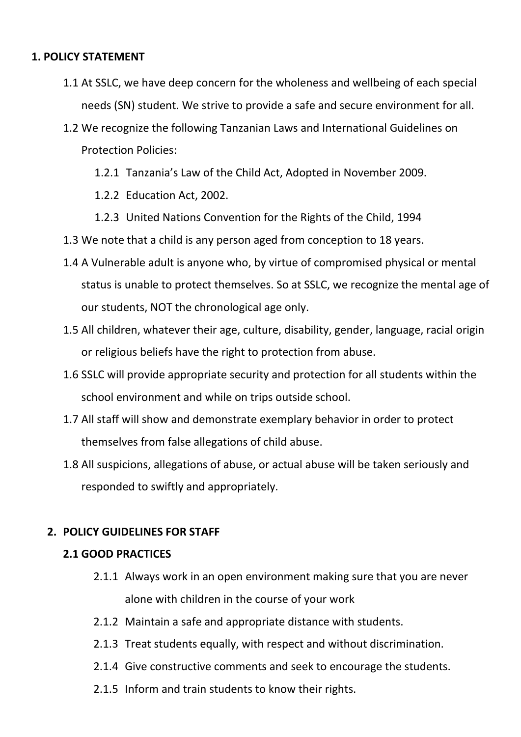## 1. POLICY STATEMENT

1.1 At SSLC, we have deep concern for the wholeness and wellbeing of each special needs (SN) student. We strive to provide a safe and secure environment for all.

1.2 We recognize the following Tanzanian Laws and International Guidelines on Protection Policies:

- 1.2.1 Tanzania's Law of the Child Act, Adopted in November 2009.
- 1.2.2 Education Act, 2002.
- 1.2.3 United Nations Convention for the Rights of the Child, 1994

1.3 We note that a child is any person aged from conception to 18 years.

1.4 A Vulnerable adult is anyone who, by virtue of compromised physical or mental status is unable to protect themselves. So at SSLC, we recognize the mental age of our students, NOT the chronological age only.

1.5 All children, whatever their age, culture, disability, gender, language, racial origin or religious beliefs have the right to protection from abuse.

1.6 SSLC will provide appropriate security and protection for all students within the school environment and while on trips outside school.

1.7 All staff will show and demonstrate exemplary behavior in order to protect themselves from false allegations of child abuse.

1.8 All suspicions, allegations of abuse, or actual abuse will be taken seriously and responded to swiftly and appropriately.

## 2. POLICY GUIDELINES FOR STAFF

### 2.1 GOOD PRACTICES

- 2.1.1 Always work in an open environment making sure that you are never alone with children in the course of your work
- 2.1.2 Maintain a safe and appropriate distance with students.
- 2.1.3 Treat students equally, with respect and without discrimination.
- 2.1.4 Give constructive comments and seek to encourage the students.
- 2.1.5 Inform and train students to know their rights.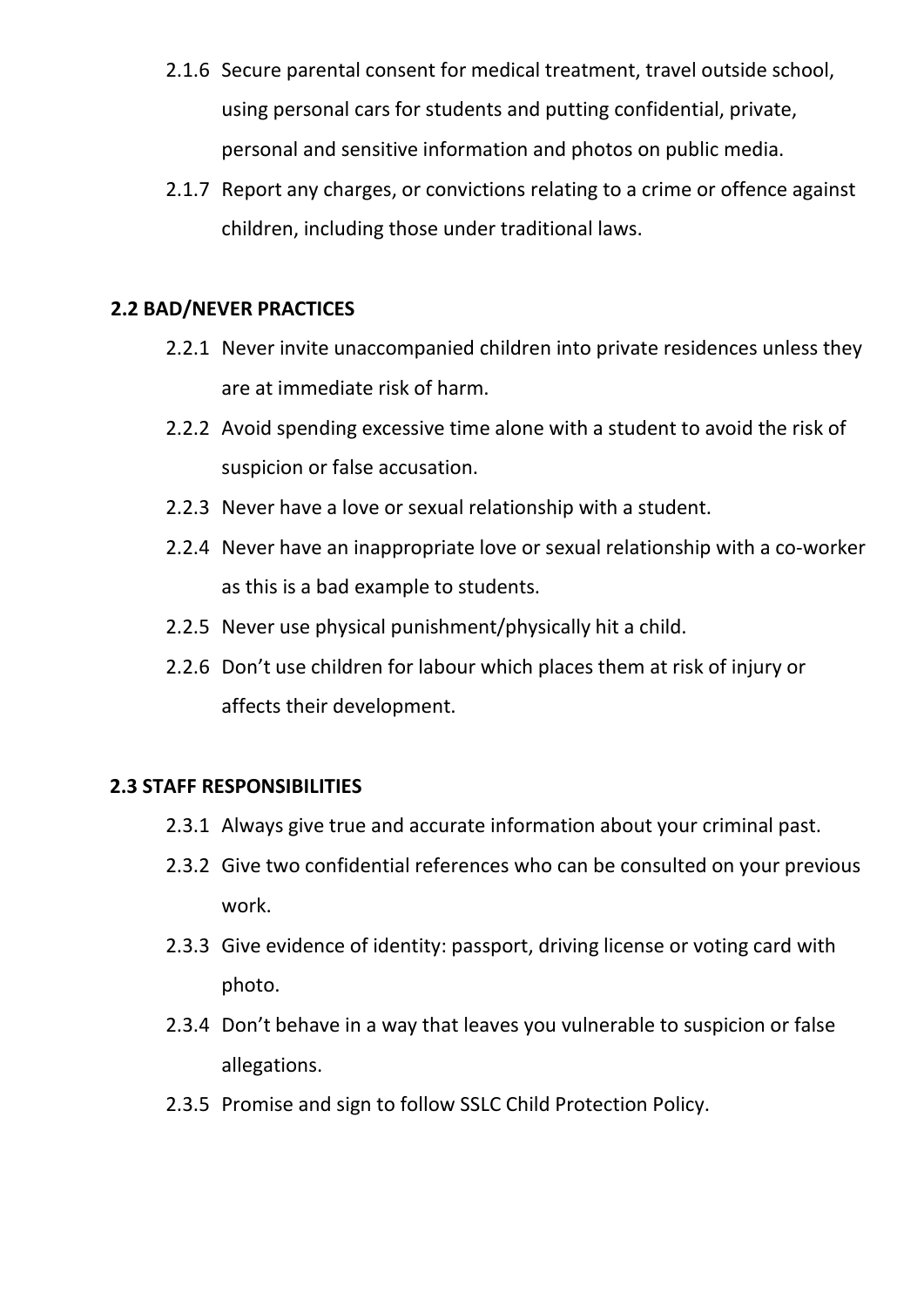2.1.6 Secure parental consent for medical treatment, travel outside school, using personal cars for students and putting confidential, private, personal and sensitive information and photos on public media.

2.1.7 Report any charges, or convictions relating to a crime or offence against children, including those under traditional laws.

**2.2 BAD/NEVER PRACTICES**

2.2.1 Never invite unaccompanied children into private residences unless they are at immediate risk of harm.

2.2.2 Avoid spending excessive time alone with a student to avoid the risk of suspicion or false accusation.

2.2.3 Never have a love or sexual relationship with a student.

2.2.4 Never have an inappropriate love or sexual relationship with a co-worker as this is a bad example to students.

2.2.5 Never use physical punishment/physically hit a child.

2.2.6 Don't use children for labour which places them at risk of injury or affects their development.

**2.3 STAFF RESPONSIBILITIES**

2.3.1 Always give true and accurate information about your criminal past.

2.3.2 Give two confidential references who can be consulted on your previous work.

2.3.3 Give evidence of identity: passport, driving license or voting card with photo.

2.3.4 Don't behave in a way that leaves you vulnerable to suspicion or false allegations.

2.3.5 Promise and sign to follow SSLC Child Protection Policy.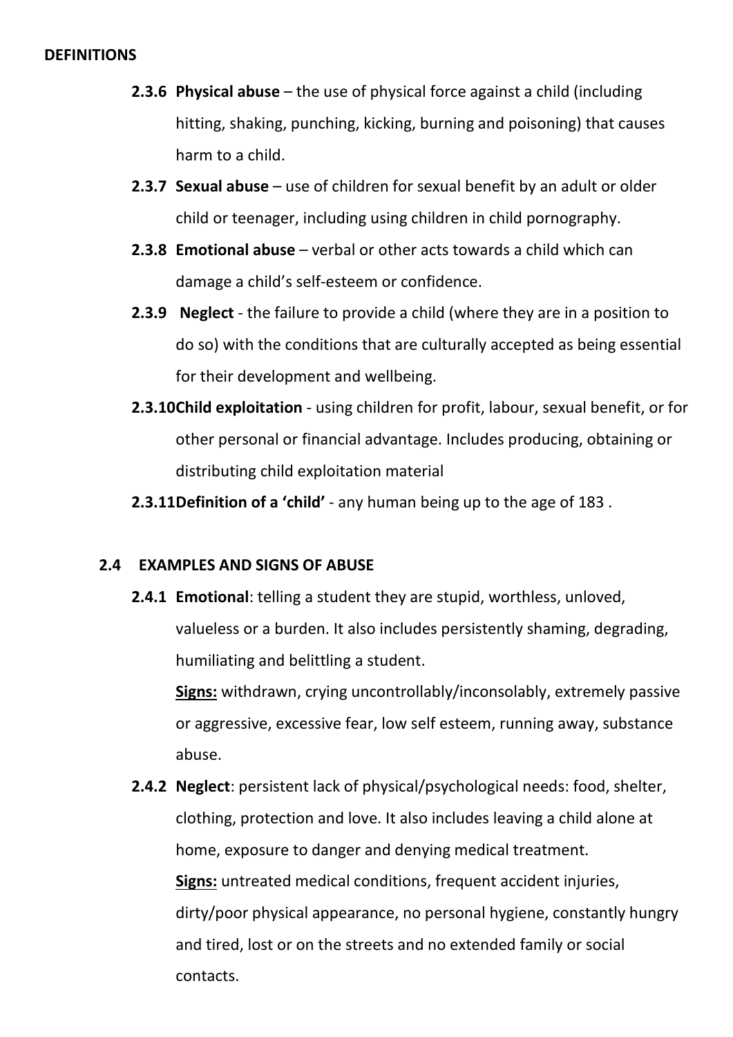**DEFINITIONS**

- **2.3.6 Physical abuse** – the use of physical force against a child (including hitting, shaking, punching, kicking, burning and poisoning) that causes harm to a child.
- **2.3.7 Sexual abuse** – use of children for sexual benefit by an adult or older child or teenager, including using children in child pornography.
- **2.3.8 Emotional abuse** – verbal or other acts towards a child which can damage a child's self-esteem or confidence.
- **2.3.9 Neglect** - the failure to provide a child (where they are in a position to do so) with the conditions that are culturally accepted as being essential for their development and wellbeing.
- **2.3.10 Child exploitation** - using children for profit, labour, sexual benefit, or for other personal or financial advantage. Includes producing, obtaining or distributing child exploitation material
- **2.3.11 Definition of a 'child'** - any human being up to the age of 183 .

## 2.4 EXAMPLES AND SIGNS OF ABUSE

**2.4.1 Emotional**: telling a student they are stupid, worthless, unloved, valueless or a burden. It also includes persistently shaming, degrading, humiliating and belittling a student.

**Signs:** withdrawn, crying uncontrollably/inconsolably, extremely passive or aggressive, excessive fear, low self esteem, running away, substance abuse.

**2.4.2 Neglect**: persistent lack of physical/psychological needs: food, shelter, clothing, protection and love. It also includes leaving a child alone at home, exposure to danger and denying medical treatment.

**Signs:** untreated medical conditions, frequent accident injuries, dirty/poor physical appearance, no personal hygiene, constantly hungry and tired, lost or on the streets and no extended family or social contacts.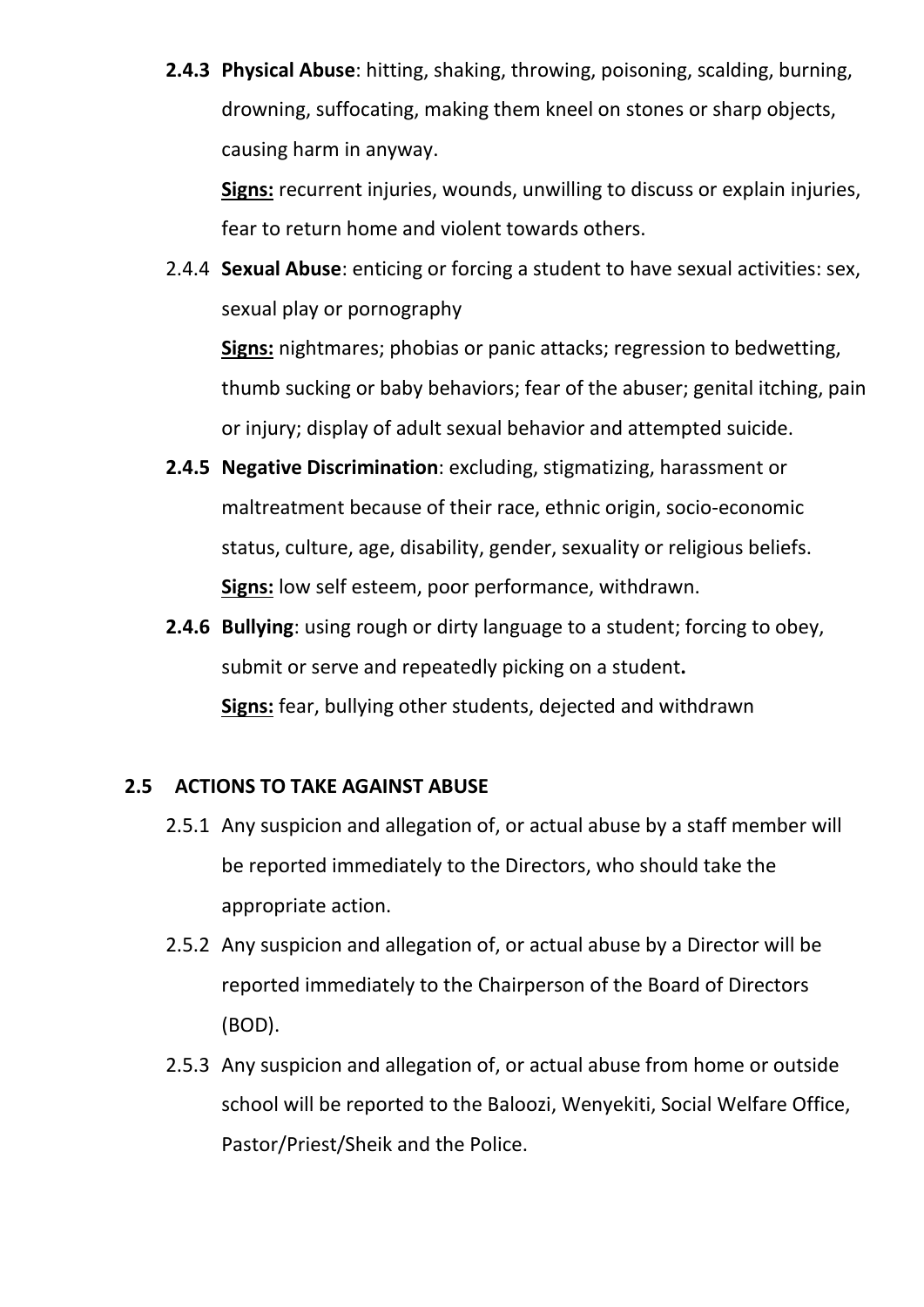**2.4.3 Physical Abuse**: hitting, shaking, throwing, poisoning, scalding, burning, drowning, suffocating, making them kneel on stones or sharp objects, causing harm in anyway.

**<u>Signs:</u>** recurrent injuries, wounds, unwilling to discuss or explain injuries, fear to return home and violent towards others.

2.4.4 **Sexual Abuse**: enticing or forcing a student to have sexual activities: sex, sexual play or pornography

**<u>Signs:</u>** nightmares; phobias or panic attacks; regression to bedwetting, thumb sucking or baby behaviors; fear of the abuser; genital itching, pain or injury; display of adult sexual behavior and attempted suicide.

**2.4.5 Negative Discrimination**: excluding, stigmatizing, harassment or maltreatment because of their race, ethnic origin, socio-economic status, culture, age, disability, gender, sexuality or religious beliefs.

**<u>Signs:</u>** low self esteem, poor performance, withdrawn.

**2.4.6 Bullying**: using rough or dirty language to a student; forcing to obey, submit or serve and repeatedly picking on a student**.**

**<u>Signs:</u>** fear, bullying other students, dejected and withdrawn

### 2.5 ACTIONS TO TAKE AGAINST ABUSE

2.5.1 Any suspicion and allegation of, or actual abuse by a staff member will be reported immediately to the Directors, who should take the appropriate action.

2.5.2 Any suspicion and allegation of, or actual abuse by a Director will be reported immediately to the Chairperson of the Board of Directors (BOD).

2.5.3 Any suspicion and allegation of, or actual abuse from home or outside school will be reported to the Baloozi, Wenyekiti, Social Welfare Office, Pastor/Priest/Sheik and the Police.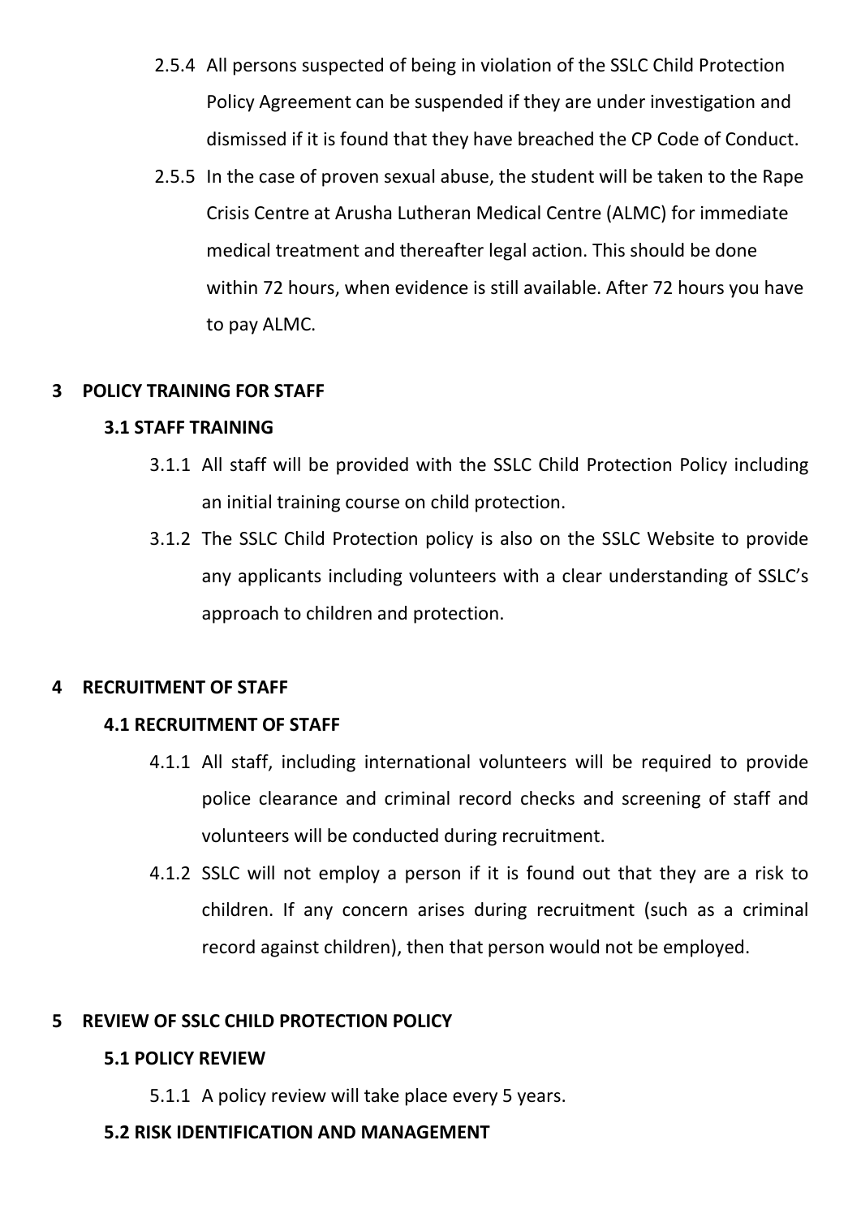2.5.4 All persons suspected of being in violation of the SSLC Child Protection Policy Agreement can be suspended if they are under investigation and dismissed if it is found that they have breached the CP Code of Conduct.

2.5.5 In the case of proven sexual abuse, the student will be taken to the Rape Crisis Centre at Arusha Lutheran Medical Centre (ALMC) for immediate medical treatment and thereafter legal action. This should be done within 72 hours, when evidence is still available. After 72 hours you have to pay ALMC.

# 3 POLICY TRAINING FOR STAFF

## 3.1 STAFF TRAINING

3.1.1 All staff will be provided with the SSLC Child Protection Policy including an initial training course on child protection.

3.1.2 The SSLC Child Protection policy is also on the SSLC Website to provide any applicants including volunteers with a clear understanding of SSLC's approach to children and protection.

# 4 RECRUITMENT OF STAFF

## 4.1 RECRUITMENT OF STAFF

4.1.1 All staff, including international volunteers will be required to provide police clearance and criminal record checks and screening of staff and volunteers will be conducted during recruitment.

4.1.2 SSLC will not employ a person if it is found out that they are a risk to children. If any concern arises during recruitment (such as a criminal record against children), then that person would not be employed.

# 5 REVIEW OF SSLC CHILD PROTECTION POLICY

## 5.1 POLICY REVIEW

5.1.1 A policy review will take place every 5 years.

## 5.2 RISK IDENTIFICATION AND MANAGEMENT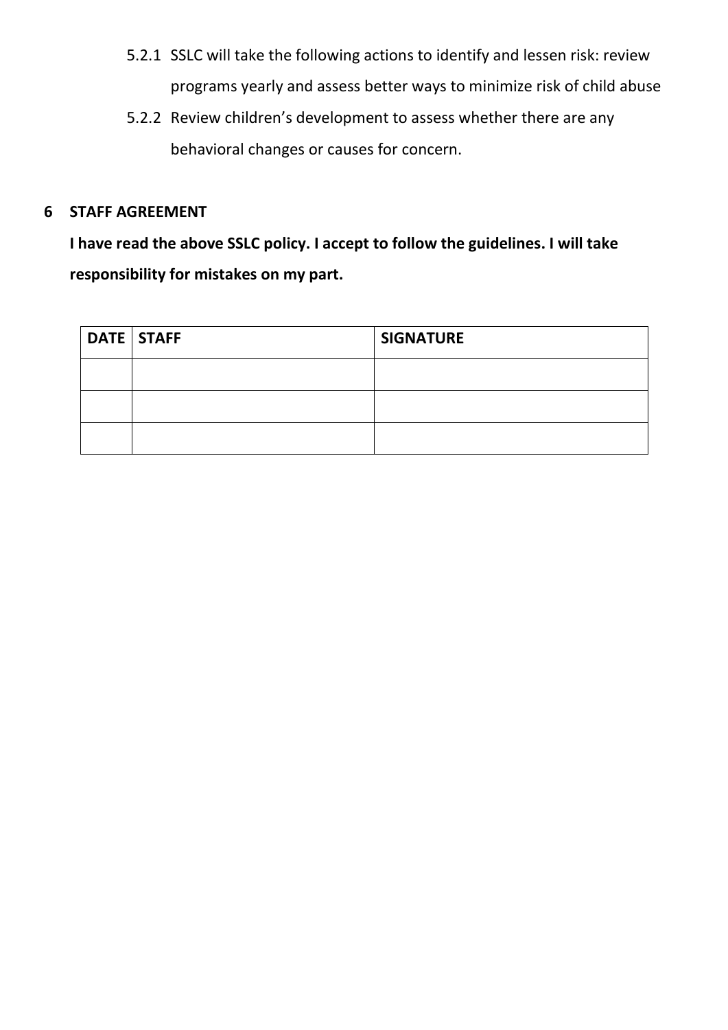5.2.1 SSLC will take the following actions to identify and lessen risk: review programs yearly and assess better ways to minimize risk of child abuse

5.2.2 Review children's development to assess whether there are any behavioral changes or causes for concern.

## 6 STAFF AGREEMENT

**I have read the above SSLC policy. I accept to follow the guidelines. I will take responsibility for mistakes on my part.**

| DATE | STAFF | SIGNATURE |
|---|---|---|
| | | |
| | | |
| | | |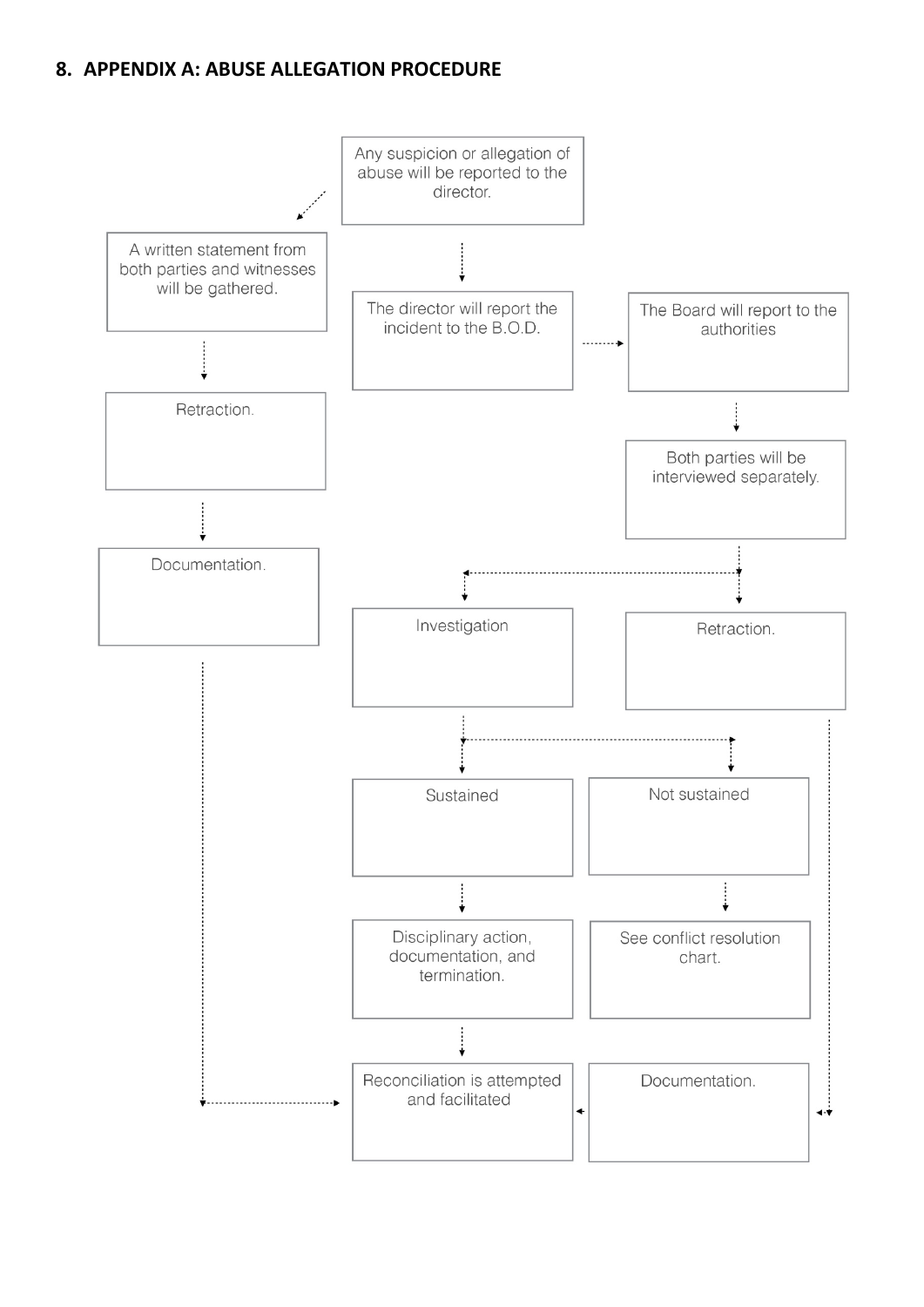## 8. APPENDIX A: ABUSE ALLEGATION PROCEDURE

Any suspicion or allegation of abuse will be reported to the director.

A written statement from both parties and witnesses will be gathered.

The director will report the incident to the B.O.D.

The Board will report to the authorities

Retraction.

Both parties will be interviewed separately.

Documentation.

Investigation

Retraction.

Sustained

Not sustained

Disciplinary action, documentation, and termination.

See conflict resolution chart.

Reconciliation is attempted and facilitated

Documentation.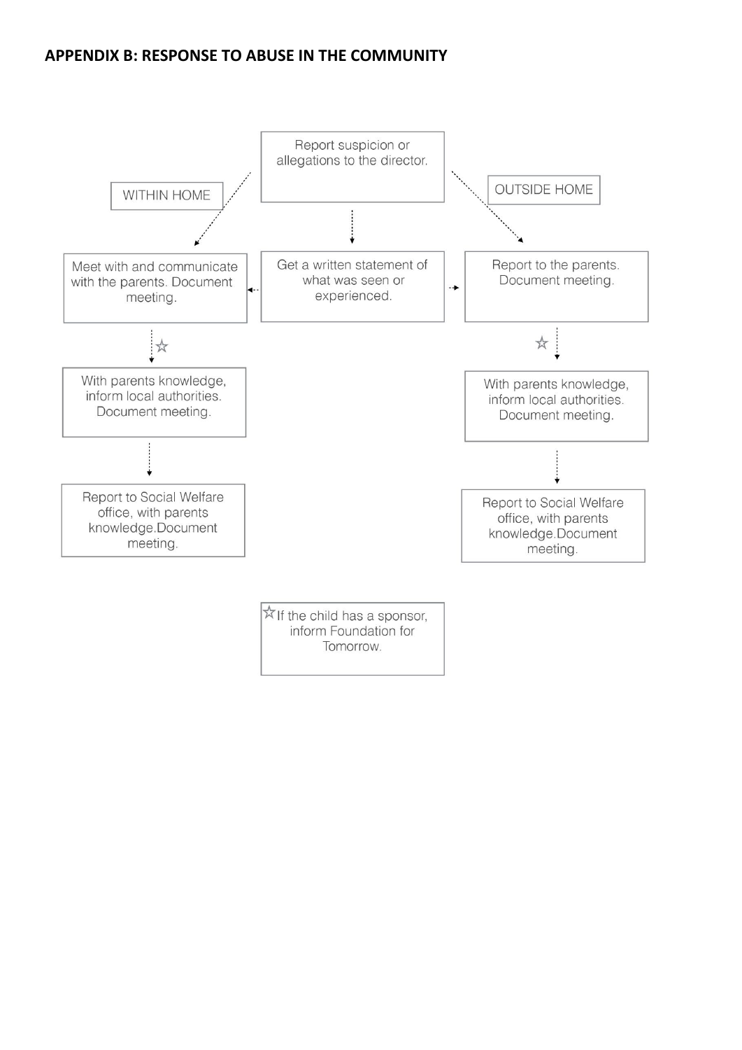## APPENDIX B: RESPONSE TO ABUSE IN THE COMMUNITY

Report suspicion or allegations to the director.

WITHIN HOME

OUTSIDE HOME

Get a written statement of what was seen or experienced.

Meet with and communicate with the parents. Document meeting.

Report to the parents. Document meeting.

☆

With parents knowledge, inform local authorities. Document meeting.

Report to Social Welfare office, with parents knowledge.Document meeting.

☆

With parents knowledge, inform local authorities. Document meeting.

Report to Social Welfare office, with parents knowledge.Document meeting.

☆If the child has a sponsor, inform Foundation for Tomorrow.